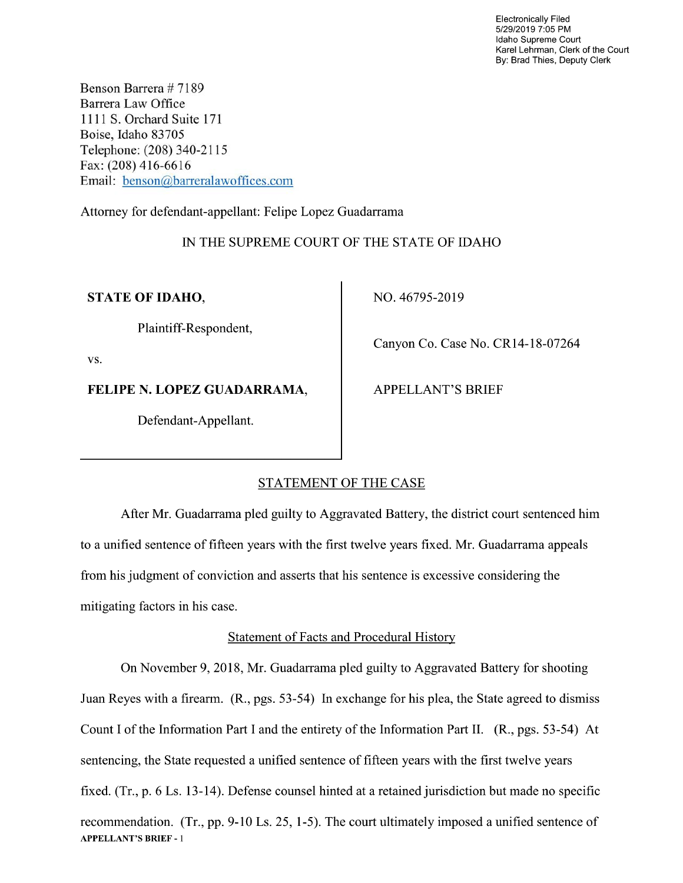Electronically Filed
5/29/2019 7:05 PM
Idaho Supreme Court
Karel Lehrman, Clerk of the Court
By: Brad Thies, Deputy Clerk

Benson Barrera # 7189
Barrera Law Office
1111 S. Orchard Suite 171
Boise, Idaho 83705
Telephone: (208) 340-2115
Fax: (208) 416-6616
Email: benson@barreralawoffices.com

Attorney for defendant-appellant: Felipe Lopez Guadarrama

IN THE SUPREME COURT OF THE STATE OF IDAHO

| | |
|---|---|
| **STATE OF IDAHO,**<br><br>Plaintiff-Respondent,<br><br>vs.<br><br>**FELIPE N. LOPEZ GUADARRAMA,**<br><br>Defendant-Appellant. | NO. 46795-2019<br><br>Canyon Co. Case No. CR14-18-07264<br><br>APPELLANT'S BRIEF |

## STATEMENT OF THE CASE

After Mr. Guadarrama pled guilty to Aggravated Battery, the district court sentenced him to a unified sentence of fifteen years with the first twelve years fixed. Mr. Guadarrama appeals from his judgment of conviction and asserts that his sentence is excessive considering the mitigating factors in his case.

### Statement of Facts and Procedural History

On November 9, 2018, Mr. Guadarrama pled guilty to Aggravated Battery for shooting Juan Reyes with a firearm. (R., pgs. 53-54) In exchange for his plea, the State agreed to dismiss Count I of the Information Part I and the entirety of the Information Part II. (R., pgs. 53-54) At sentencing, the State requested a unified sentence of fifteen years with the first twelve years fixed. (Tr., p. 6 Ls. 13-14). Defense counsel hinted at a retained jurisdiction but made no specific recommendation. (Tr., pp. 9-10 Ls. 25, 1-5). The court ultimately imposed a unified sentence of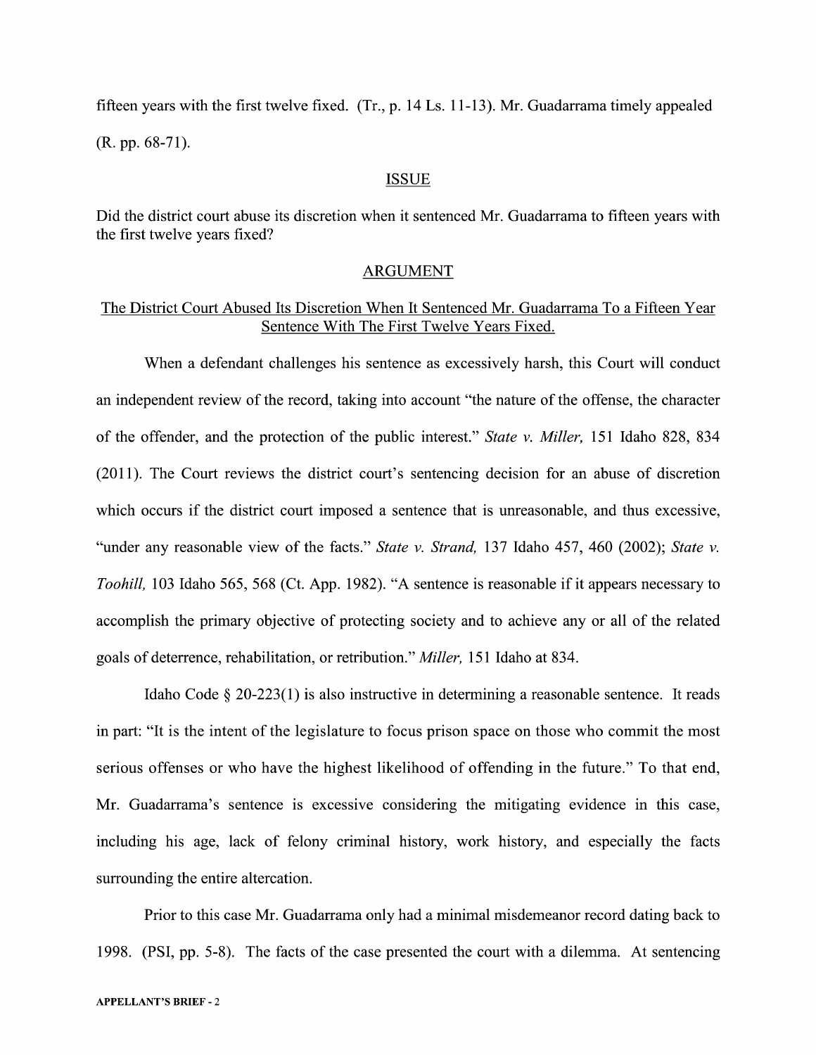fifteen years with the first twelve fixed. (Tr., p. 14 Ls. 11-13). Mr. Guadarrama timely appealed (R. pp. 68-71).

## ISSUE

Did the district court abuse its discretion when it sentenced Mr. Guadarrama to fifteen years with the first twelve years fixed?

## ARGUMENT

### The District Court Abused Its Discretion When It Sentenced Mr. Guadarrama To a Fifteen Year Sentence With The First Twelve Years Fixed.

When a defendant challenges his sentence as excessively harsh, this Court will conduct an independent review of the record, taking into account "the nature of the offense, the character of the offender, and the protection of the public interest." *State v. Miller,* 151 Idaho 828, 834 (2011). The Court reviews the district court's sentencing decision for an abuse of discretion which occurs if the district court imposed a sentence that is unreasonable, and thus excessive, "under any reasonable view of the facts." *State v. Strand,* 137 Idaho 457, 460 (2002); *State v. Toohill,* 103 Idaho 565, 568 (Ct. App. 1982). "A sentence is reasonable if it appears necessary to accomplish the primary objective of protecting society and to achieve any or all of the related goals of deterrence, rehabilitation, or retribution." *Miller,* 151 Idaho at 834.

Idaho Code § 20-223(1) is also instructive in determining a reasonable sentence. It reads in part: "It is the intent of the legislature to focus prison space on those who commit the most serious offenses or who have the highest likelihood of offending in the future." To that end, Mr. Guadarrama's sentence is excessive considering the mitigating evidence in this case, including his age, lack of felony criminal history, work history, and especially the facts surrounding the entire altercation.

Prior to this case Mr. Guadarrama only had a minimal misdemeanor record dating back to 1998. (PSI, pp. 5-8). The facts of the case presented the court with a dilemma. At sentencing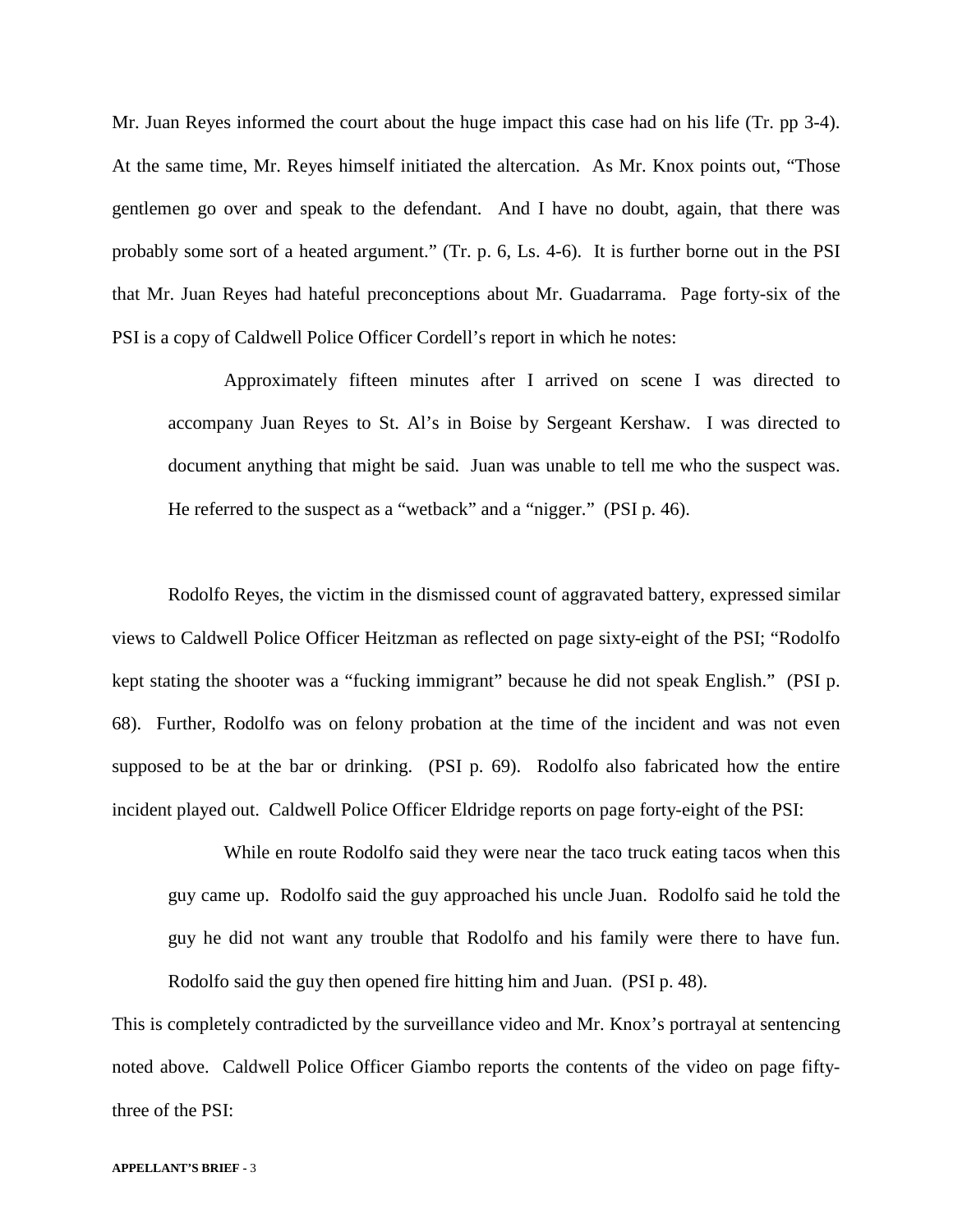Mr. Juan Reyes informed the court about the huge impact this case had on his life (Tr. pp 3-4). At the same time, Mr. Reyes himself initiated the altercation. As Mr. Knox points out, "Those gentlemen go over and speak to the defendant. And I have no doubt, again, that there was probably some sort of a heated argument." (Tr. p. 6, Ls. 4-6). It is further borne out in the PSI that Mr. Juan Reyes had hateful preconceptions about Mr. Guadarrama. Page forty-six of the PSI is a copy of Caldwell Police Officer Cordell's report in which he notes:

> Approximately fifteen minutes after I arrived on scene I was directed to accompany Juan Reyes to St. Al's in Boise by Sergeant Kershaw. I was directed to document anything that might be said. Juan was unable to tell me who the suspect was. He referred to the suspect as a "wetback" and a "nigger." (PSI p. 46).

Rodolfo Reyes, the victim in the dismissed count of aggravated battery, expressed similar views to Caldwell Police Officer Heitzman as reflected on page sixty-eight of the PSI; "Rodolfo kept stating the shooter was a "fucking immigrant" because he did not speak English." (PSI p. 68). Further, Rodolfo was on felony probation at the time of the incident and was not even supposed to be at the bar or drinking. (PSI p. 69). Rodolfo also fabricated how the entire incident played out. Caldwell Police Officer Eldridge reports on page forty-eight of the PSI:

> While en route Rodolfo said they were near the taco truck eating tacos when this guy came up. Rodolfo said the guy approached his uncle Juan. Rodolfo said he told the guy he did not want any trouble that Rodolfo and his family were there to have fun. Rodolfo said the guy then opened fire hitting him and Juan. (PSI p. 48).

This is completely contradicted by the surveillance video and Mr. Knox's portrayal at sentencing noted above. Caldwell Police Officer Giambo reports the contents of the video on page fifty-three of the PSI: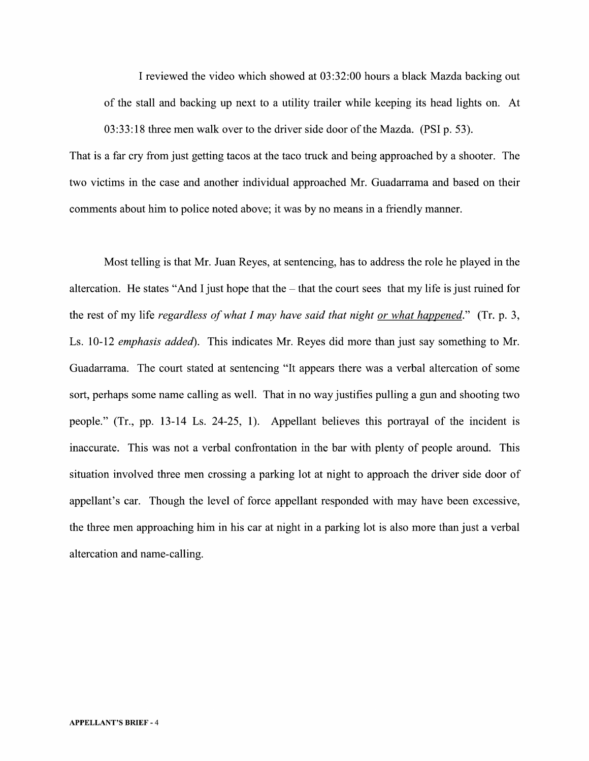> I reviewed the video which showed at 03:32:00 hours a black Mazda backing out of the stall and backing up next to a utility trailer while keeping its head lights on. At 03:33:18 three men walk over to the driver side door of the Mazda. (PSI p. 53).

That is a far cry from just getting tacos at the taco truck and being approached by a shooter. The two victims in the case and another individual approached Mr. Guadarrama and based on their comments about him to police noted above; it was by no means in a friendly manner.

Most telling is that Mr. Juan Reyes, at sentencing, has to address the role he played in the altercation. He states "And I just hope that the – that the court sees that my life is just ruined for the rest of my life *regardless of what I may have said that night <u>or what happened</u>*." (Tr. p. 3, Ls. 10-12 *emphasis added*). This indicates Mr. Reyes did more than just say something to Mr. Guadarrama. The court stated at sentencing "It appears there was a verbal altercation of some sort, perhaps some name calling as well. That in no way justifies pulling a gun and shooting two people." (Tr., pp. 13-14 Ls. 24-25, 1). Appellant believes this portrayal of the incident is inaccurate. This was not a verbal confrontation in the bar with plenty of people around. This situation involved three men crossing a parking lot at night to approach the driver side door of appellant's car. Though the level of force appellant responded with may have been excessive, the three men approaching him in his car at night in a parking lot is also more than just a verbal altercation and name-calling.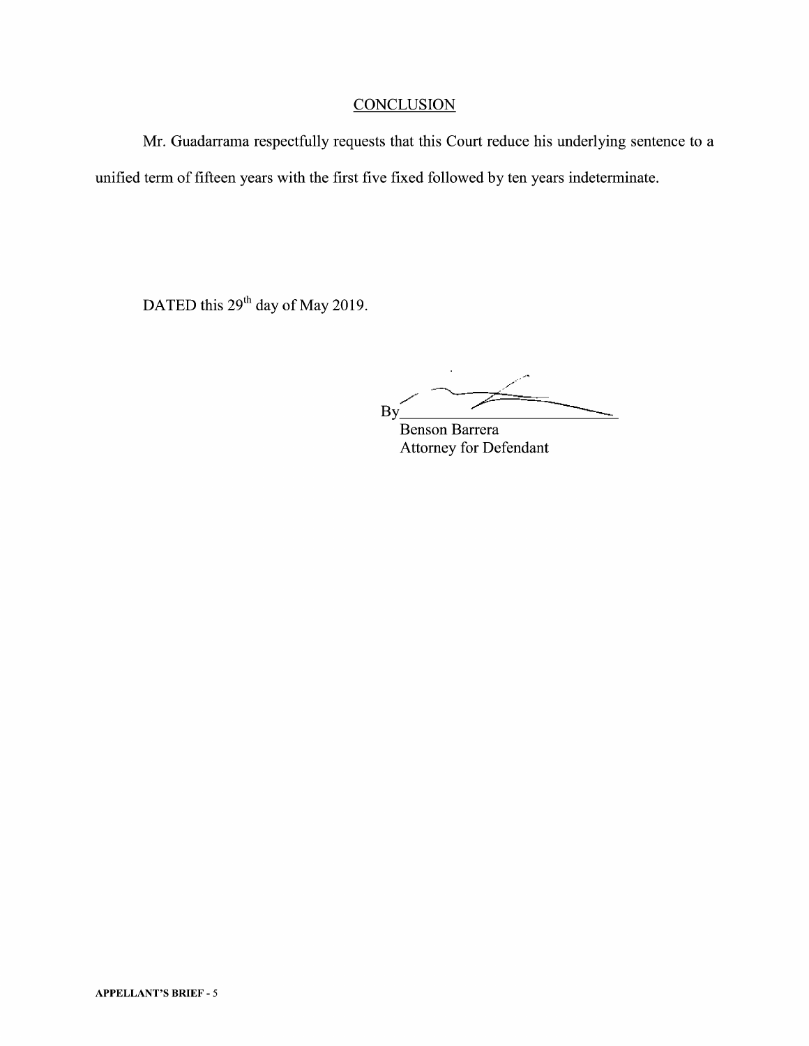## CONCLUSION

Mr. Guadarrama respectfully requests that this Court reduce his underlying sentence to a unified term of fifteen years with the first five fixed followed by ten years indeterminate.

DATED this 29th day of May 2019.

By\_\_\_\_\_\_\_\_\_\_\_\_\_\_\_\_\_\_\_\_\_\_\_\_\_\_\_\_

Benson Barrera
Attorney for Defendant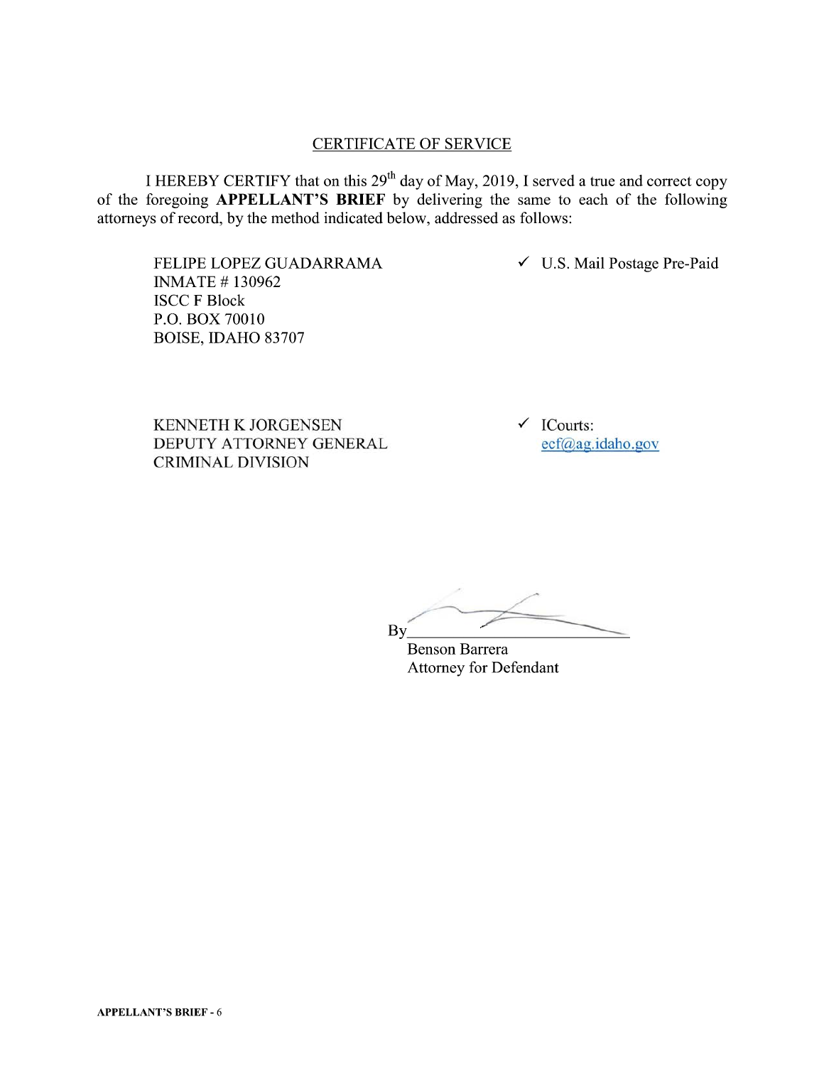## CERTIFICATE OF SERVICE

I HEREBY CERTIFY that on this 29th day of May, 2019, I served a true and correct copy of the foregoing **APPELLANT'S BRIEF** by delivering the same to each of the following attorneys of record, by the method indicated below, addressed as follows:

| | |
|---|---|
| FELIPE LOPEZ GUADARRAMA<br>INMATE # 130962<br>ISCC F Block<br>P.O. BOX 70010<br>BOISE, IDAHO 83707 | ✓ U.S. Mail Postage Pre-Paid |
| KENNETH K JORGENSEN<br>DEPUTY ATTORNEY GENERAL<br>CRIMINAL DIVISION | ✓ ICourts:<br>ecf@ag.idaho.gov |

By______________________________

Benson Barrera
Attorney for Defendant